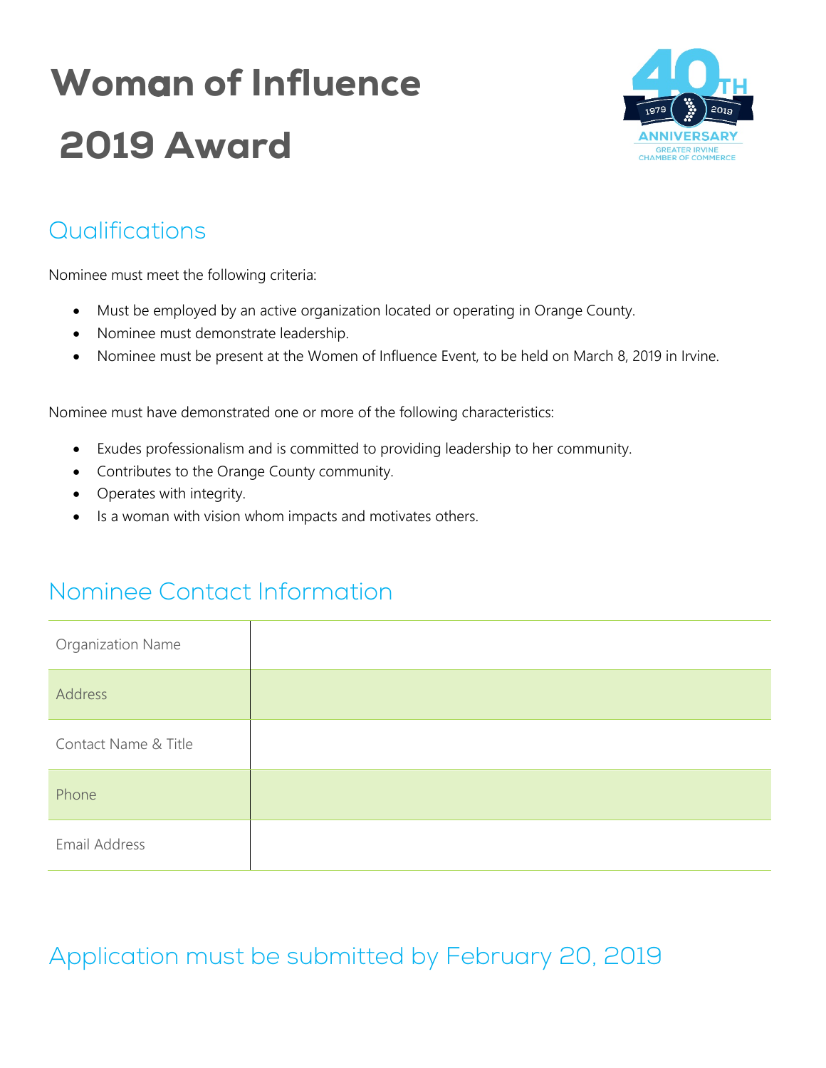# Woman of Influence 2019 Award

## Qualifications

Nominee must meet the following criteria:

- Must be employed by an active organization located or operating in Orange County.
- Nominee must demonstrate leadership.
- Nominee must be present at the Women of Influence Event, to be held on March 8, 2019 in Irvine.

Nominee must have demonstrated one or more of the following characteristics:

- Exudes professionalism and is committed to providing leadership to her community.
- Contributes to the Orange County community.
- Operates with integrity.
- Is a woman with vision whom impacts and motivates others.

## Nominee Contact Information

| | |
|---|---|
| Organization Name | |
| Address | |
| Contact Name & Title | |
| Phone | |
| Email Address | |

## Application must be submitted by February 20, 2019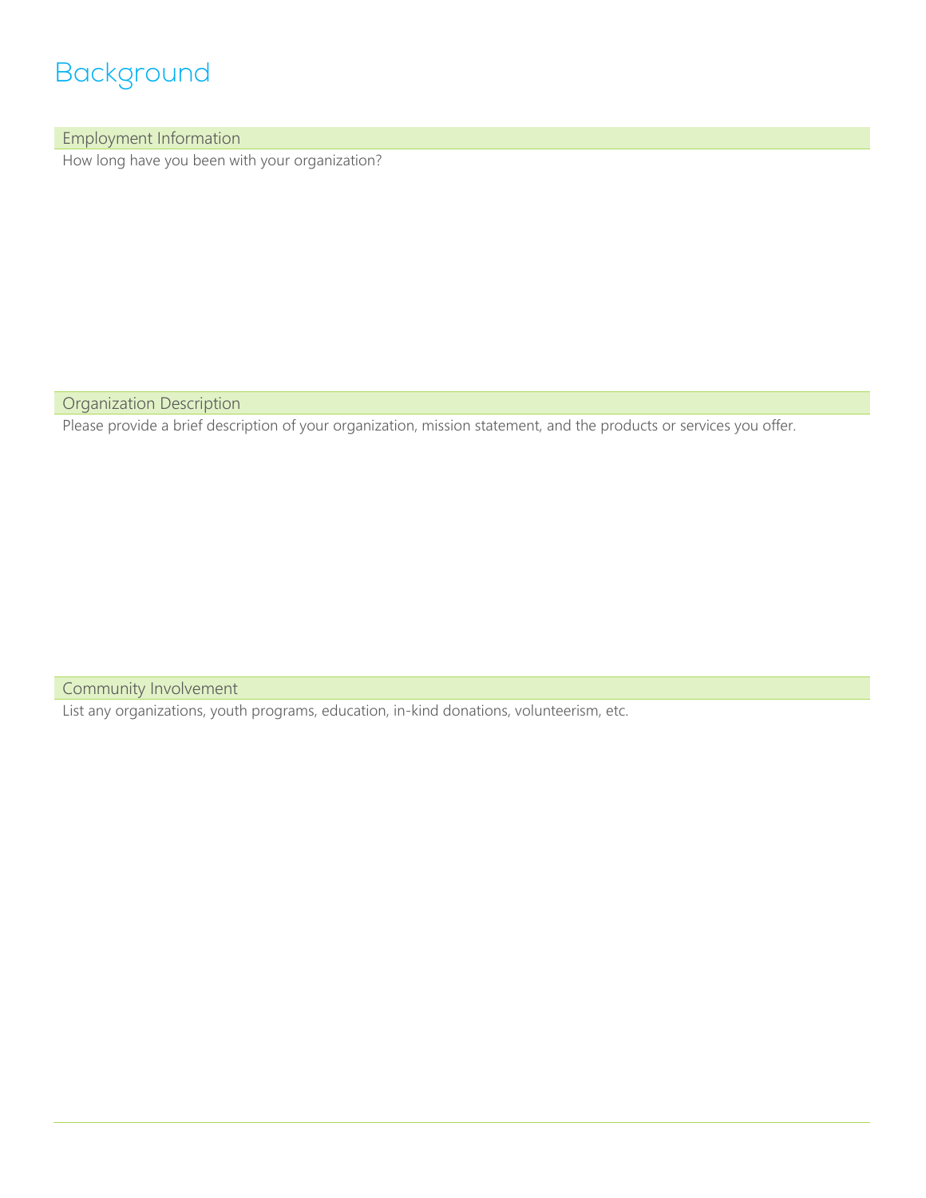# Background

## Employment Information

How long have you been with your organization?

## Organization Description

Please provide a brief description of your organization, mission statement, and the products or services you offer.

## Community Involvement

List any organizations, youth programs, education, in-kind donations, volunteerism, etc.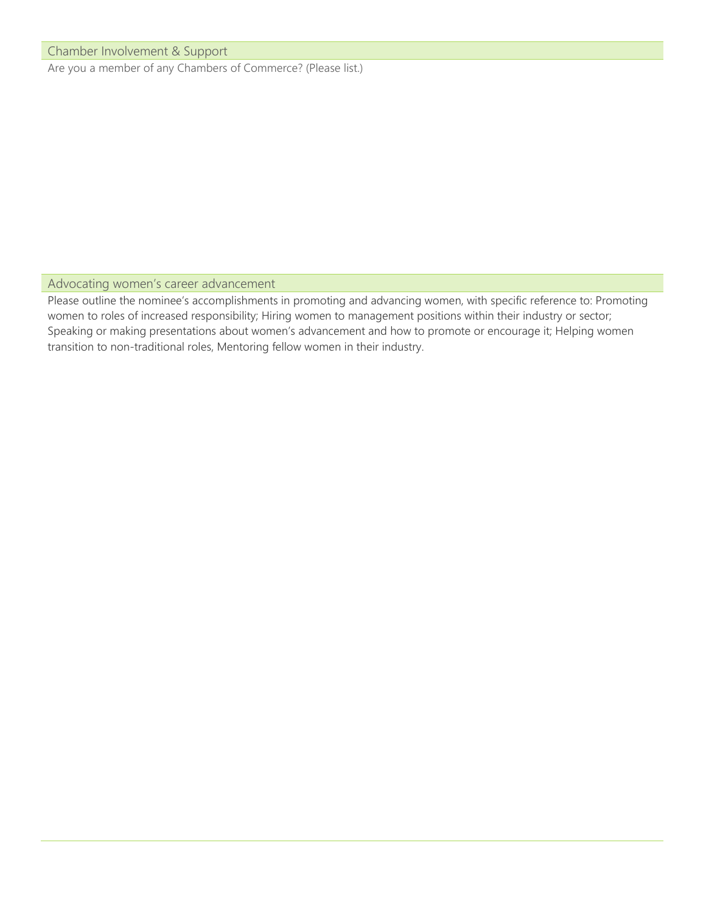## Chamber Involvement & Support

Are you a member of any Chambers of Commerce? (Please list.)

## Advocating women's career advancement

Please outline the nominee's accomplishments in promoting and advancing women, with specific reference to: Promoting women to roles of increased responsibility; Hiring women to management positions within their industry or sector; Speaking or making presentations about women's advancement and how to promote or encourage it; Helping women transition to non-traditional roles, Mentoring fellow women in their industry.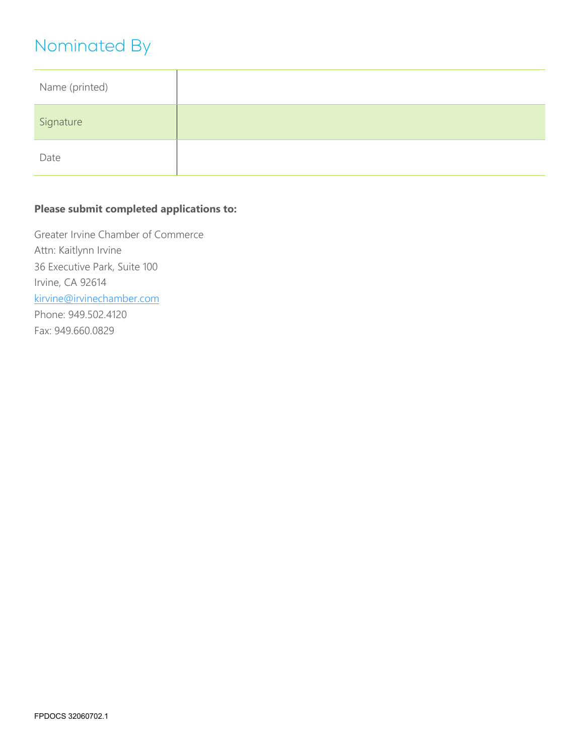# Nominated By

| | |
|---|---|
| Name (printed) | |
| Signature | |
| Date | |

**Please submit completed applications to:**

Greater Irvine Chamber of Commerce
Attn: Kaitlynn Irvine
36 Executive Park, Suite 100
Irvine, CA 92614
kirvine@irvinechamber.com
Phone: 949.502.4120
Fax: 949.660.0829

FPDOCS 32060702.1